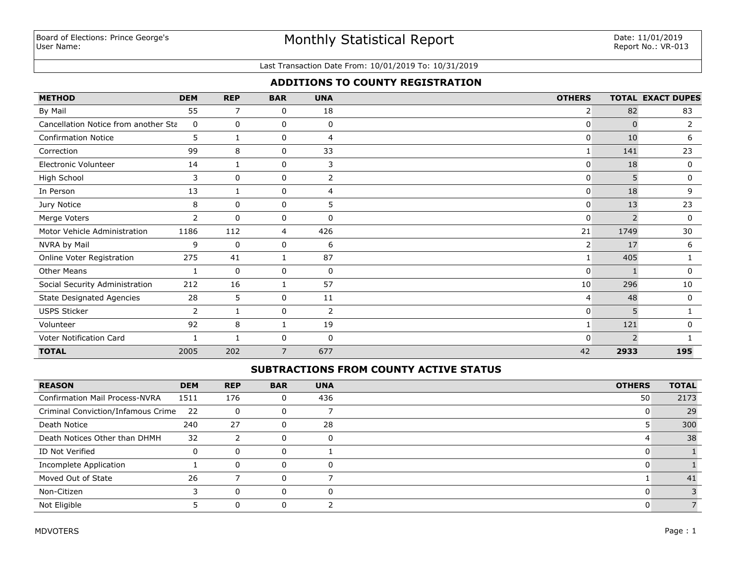Board of Elections: Prince George's
User Name:

# Monthly Statistical Report

Date: 11/01/2019
Report No.: VR-013

Last Transaction Date From: 10/01/2019 To: 10/31/2019

## ADDITIONS TO COUNTY REGISTRATION

| METHOD | DEM | REP | BAR | UNA | OTHERS | TOTAL | EXACT DUPES |
|---|---|---|---|---|---|---|---|
| By Mail | 55 | 7 | 0 | 18 | 2 | 82 | 83 |
| Cancellation Notice from another Sta | 0 | 0 | 0 | 0 | 0 | 0 | 2 |
| Confirmation Notice | 5 | 1 | 0 | 4 | 0 | 10 | 6 |
| Correction | 99 | 8 | 0 | 33 | 1 | 141 | 23 |
| Electronic Volunteer | 14 | 1 | 0 | 3 | 0 | 18 | 0 |
| High School | 3 | 0 | 0 | 2 | 0 | 5 | 0 |
| In Person | 13 | 1 | 0 | 4 | 0 | 18 | 9 |
| Jury Notice | 8 | 0 | 0 | 5 | 0 | 13 | 23 |
| Merge Voters | 2 | 0 | 0 | 0 | 0 | 2 | 0 |
| Motor Vehicle Administration | 1186 | 112 | 4 | 426 | 21 | 1749 | 30 |
| NVRA by Mail | 9 | 0 | 0 | 6 | 2 | 17 | 6 |
| Online Voter Registration | 275 | 41 | 1 | 87 | 1 | 405 | 1 |
| Other Means | 1 | 0 | 0 | 0 | 0 | 1 | 0 |
| Social Security Administration | 212 | 16 | 1 | 57 | 10 | 296 | 10 |
| State Designated Agencies | 28 | 5 | 0 | 11 | 4 | 48 | 0 |
| USPS Sticker | 2 | 1 | 0 | 2 | 0 | 5 | 1 |
| Volunteer | 92 | 8 | 1 | 19 | 1 | 121 | 0 |
| Voter Notification Card | 1 | 1 | 0 | 0 | 0 | 2 | 1 |
| **TOTAL** | 2005 | 202 | 7 | 677 | 42 | **2933** | **195** |

## SUBTRACTIONS FROM COUNTY ACTIVE STATUS

| REASON | DEM | REP | BAR | UNA | OTHERS | TOTAL |
|---|---|---|---|---|---|---|
| Confirmation Mail Process-NVRA | 1511 | 176 | 0 | 436 | 50 | 2173 |
| Criminal Conviction/Infamous Crime | 22 | 0 | 0 | 7 | 0 | 29 |
| Death Notice | 240 | 27 | 0 | 28 | 5 | 300 |
| Death Notices Other than DHMH | 32 | 2 | 0 | 0 | 4 | 38 |
| ID Not Verified | 0 | 0 | 0 | 1 | 0 | 1 |
| Incomplete Application | 1 | 0 | 0 | 0 | 0 | 1 |
| Moved Out of State | 26 | 7 | 0 | 7 | 1 | 41 |
| Non-Citizen | 3 | 0 | 0 | 0 | 0 | 3 |
| Not Eligible | 5 | 0 | 0 | 2 | 0 | 7 |

MDVOTERS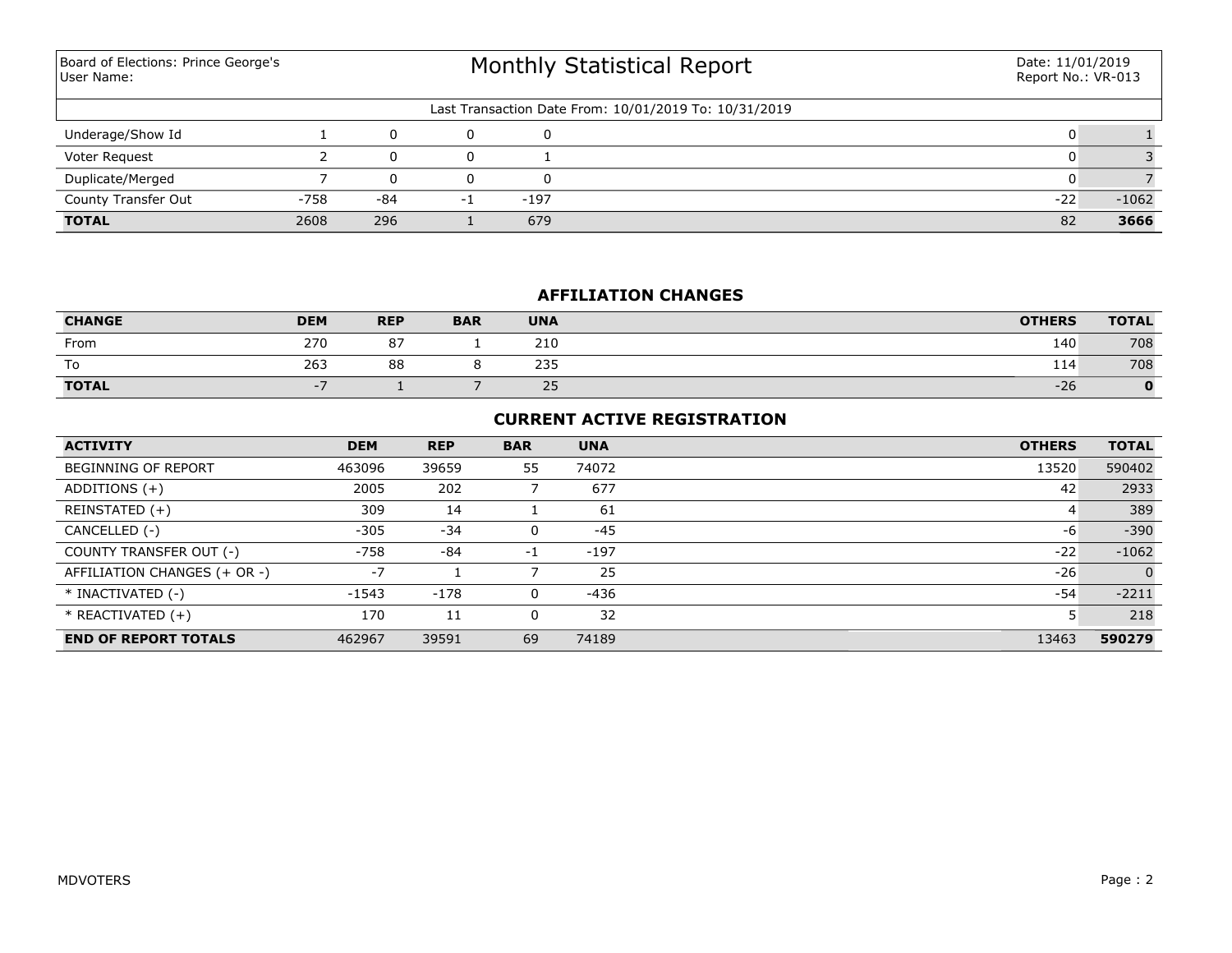Board of Elections: Prince George's
User Name:

# Monthly Statistical Report

Date: 11/01/2019
Report No.: VR-013

Last Transaction Date From: 10/01/2019 To: 10/31/2019

| | | | | | | |
|---|---|---|---|---|---|---|
| Underage/Show Id | 1 | 0 | 0 | 0 | 0 | 1 |
| Voter Request | 2 | 0 | 0 | 1 | 0 | 3 |
| Duplicate/Merged | 7 | 0 | 0 | 0 | 0 | 7 |
| County Transfer Out | -758 | -84 | -1 | -197 | -22 | -1062 |
| **TOTAL** | 2608 | 296 | 1 | 679 | 82 | **3666** |

## AFFILIATION CHANGES

| CHANGE | DEM | REP | BAR | UNA | OTHERS | TOTAL |
|---|---|---|---|---|---|---|
| From | 270 | 87 | 1 | 210 | 140 | 708 |
| To | 263 | 88 | 8 | 235 | 114 | 708 |
| **TOTAL** | -7 | 1 | 7 | 25 | -26 | **0** |

## CURRENT ACTIVE REGISTRATION

| ACTIVITY | DEM | REP | BAR | UNA | OTHERS | TOTAL |
|---|---|---|---|---|---|---|
| BEGINNING OF REPORT | 463096 | 39659 | 55 | 74072 | 13520 | 590402 |
| ADDITIONS (+) | 2005 | 202 | 7 | 677 | 42 | 2933 |
| REINSTATED (+) | 309 | 14 | 1 | 61 | 4 | 389 |
| CANCELLED (-) | -305 | -34 | 0 | -45 | -6 | -390 |
| COUNTY TRANSFER OUT (-) | -758 | -84 | -1 | -197 | -22 | -1062 |
| AFFILIATION CHANGES (+ OR -) | -7 | 1 | 7 | 25 | -26 | 0 |
| * INACTIVATED (-) | -1543 | -178 | 0 | -436 | -54 | -2211 |
| * REACTIVATED (+) | 170 | 11 | 0 | 32 | 5 | 218 |
| **END OF REPORT TOTALS** | 462967 | 39591 | 69 | 74189 | 13463 | **590279** |

MDVOTERS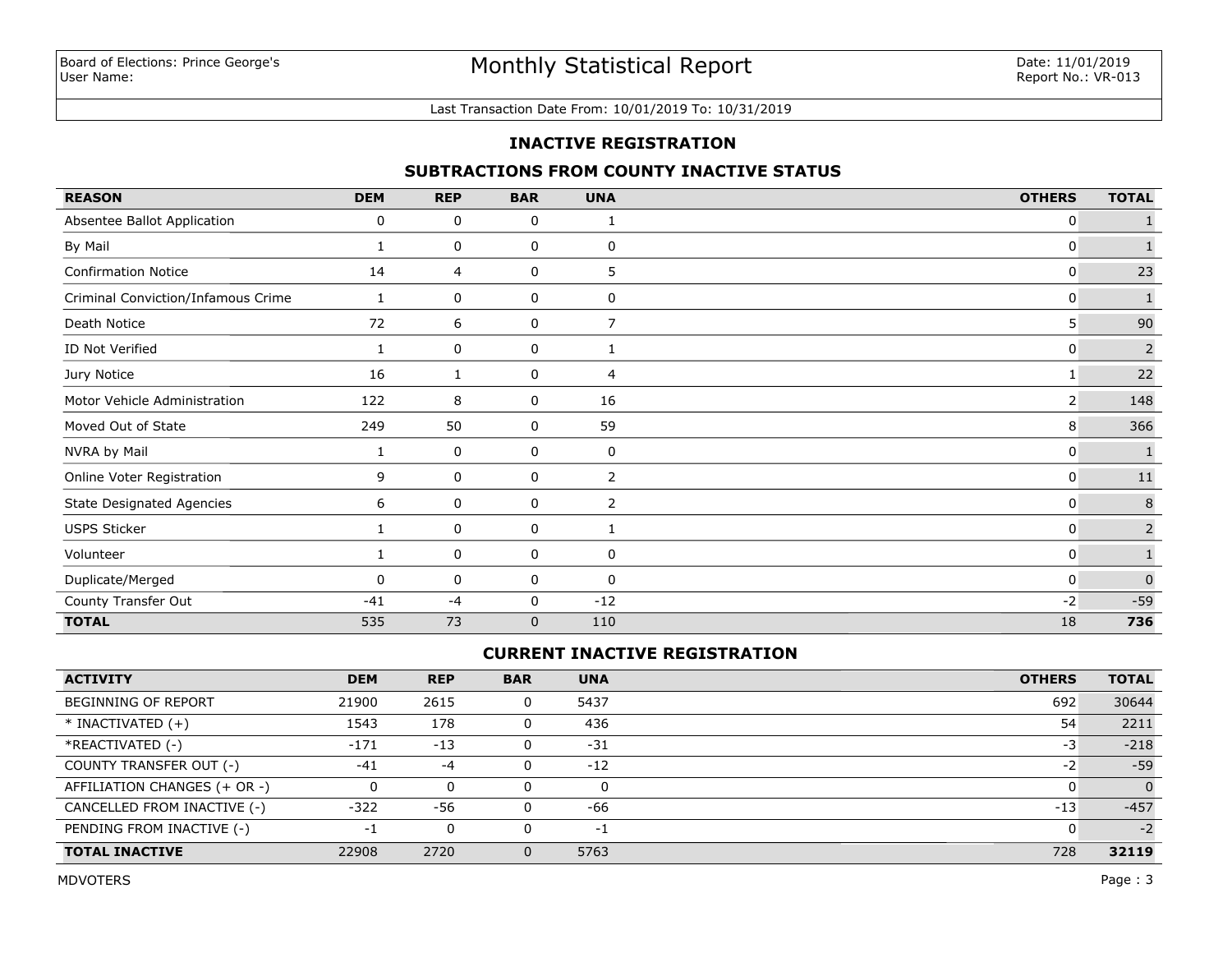Board of Elections: Prince George's
User Name:

# Monthly Statistical Report

Date: 11/01/2019
Report No.: VR-013

Last Transaction Date From: 10/01/2019 To: 10/31/2019

## INACTIVE REGISTRATION

### SUBTRACTIONS FROM COUNTY INACTIVE STATUS

| REASON | DEM | REP | BAR | UNA | OTHERS | TOTAL |
|---|---|---|---|---|---|---|
| Absentee Ballot Application | 0 | 0 | 0 | 1 | 0 | 1 |
| By Mail | 1 | 0 | 0 | 0 | 0 | 1 |
| Confirmation Notice | 14 | 4 | 0 | 5 | 0 | 23 |
| Criminal Conviction/Infamous Crime | 1 | 0 | 0 | 0 | 0 | 1 |
| Death Notice | 72 | 6 | 0 | 7 | 5 | 90 |
| ID Not Verified | 1 | 0 | 0 | 1 | 0 | 2 |
| Jury Notice | 16 | 1 | 0 | 4 | 1 | 22 |
| Motor Vehicle Administration | 122 | 8 | 0 | 16 | 2 | 148 |
| Moved Out of State | 249 | 50 | 0 | 59 | 8 | 366 |
| NVRA by Mail | 1 | 0 | 0 | 0 | 0 | 1 |
| Online Voter Registration | 9 | 0 | 0 | 2 | 0 | 11 |
| State Designated Agencies | 6 | 0 | 0 | 2 | 0 | 8 |
| USPS Sticker | 1 | 0 | 0 | 1 | 0 | 2 |
| Volunteer | 1 | 0 | 0 | 0 | 0 | 1 |
| Duplicate/Merged | 0 | 0 | 0 | 0 | 0 | 0 |
| County Transfer Out | -41 | -4 | 0 | -12 | -2 | -59 |
| **TOTAL** | 535 | 73 | 0 | 110 | 18 | **736** |

### CURRENT INACTIVE REGISTRATION

| ACTIVITY | DEM | REP | BAR | UNA | OTHERS | TOTAL |
|---|---|---|---|---|---|---|
| BEGINNING OF REPORT | 21900 | 2615 | 0 | 5437 | 692 | 30644 |
| * INACTIVATED (+) | 1543 | 178 | 0 | 436 | 54 | 2211 |
| *REACTIVATED (-) | -171 | -13 | 0 | -31 | -3 | -218 |
| COUNTY TRANSFER OUT (-) | -41 | -4 | 0 | -12 | -2 | -59 |
| AFFILIATION CHANGES (+ OR -) | 0 | 0 | 0 | 0 | 0 | 0 |
| CANCELLED FROM INACTIVE (-) | -322 | -56 | 0 | -66 | -13 | -457 |
| PENDING FROM INACTIVE (-) | -1 | 0 | 0 | -1 | 0 | -2 |
| **TOTAL INACTIVE** | 22908 | 2720 | 0 | 5763 | 728 | **32119** |

MDVOTERS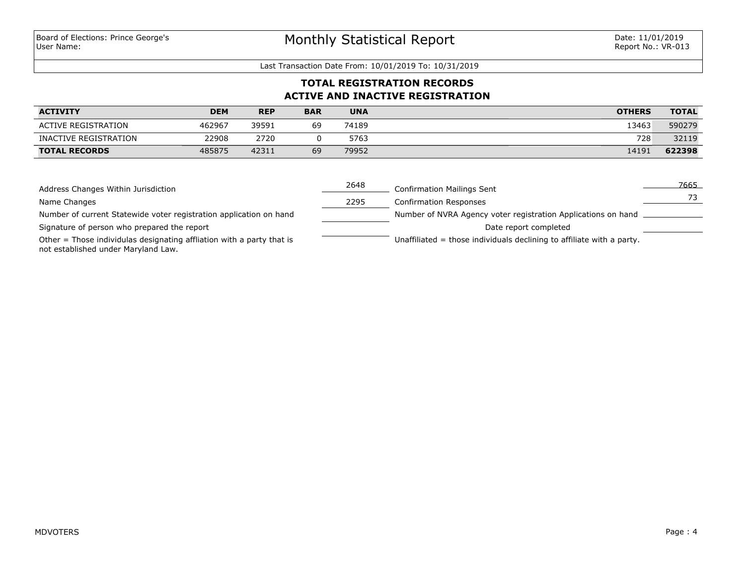Board of Elections: Prince George's
User Name:

# Monthly Statistical Report

Date: 11/01/2019
Report No.: VR-013

Last Transaction Date From: 10/01/2019 To: 10/31/2019

## TOTAL REGISTRATION RECORDS
## ACTIVE AND INACTIVE REGISTRATION

| ACTIVITY | DEM | REP | BAR | UNA | OTHERS | TOTAL |
|---|---|---|---|---|---|---|
| ACTIVE REGISTRATION | 462967 | 39591 | 69 | 74189 | 13463 | 590279 |
| INACTIVE REGISTRATION | 22908 | 2720 | 0 | 5763 | 728 | 32119 |
| **TOTAL RECORDS** | 485875 | 42311 | 69 | 79952 | 14191 | **622398** |

| | | | |
|---|---|---|---|
| Address Changes Within Jurisdiction | 2648 | Confirmation Mailings Sent | 7665 |
| Name Changes | 2295 | Confirmation Responses | 73 |
| Number of current Statewide voter registration application on hand | | Number of NVRA Agency voter registration Applications on hand | |
| Signature of person who prepared the report | | Date report completed | |
| Other = Those individulas designating affliation with a party that is not established under Maryland Law. | | Unaffiliated = those individuals declining to affiliate with a party. | |

MDVOTERS